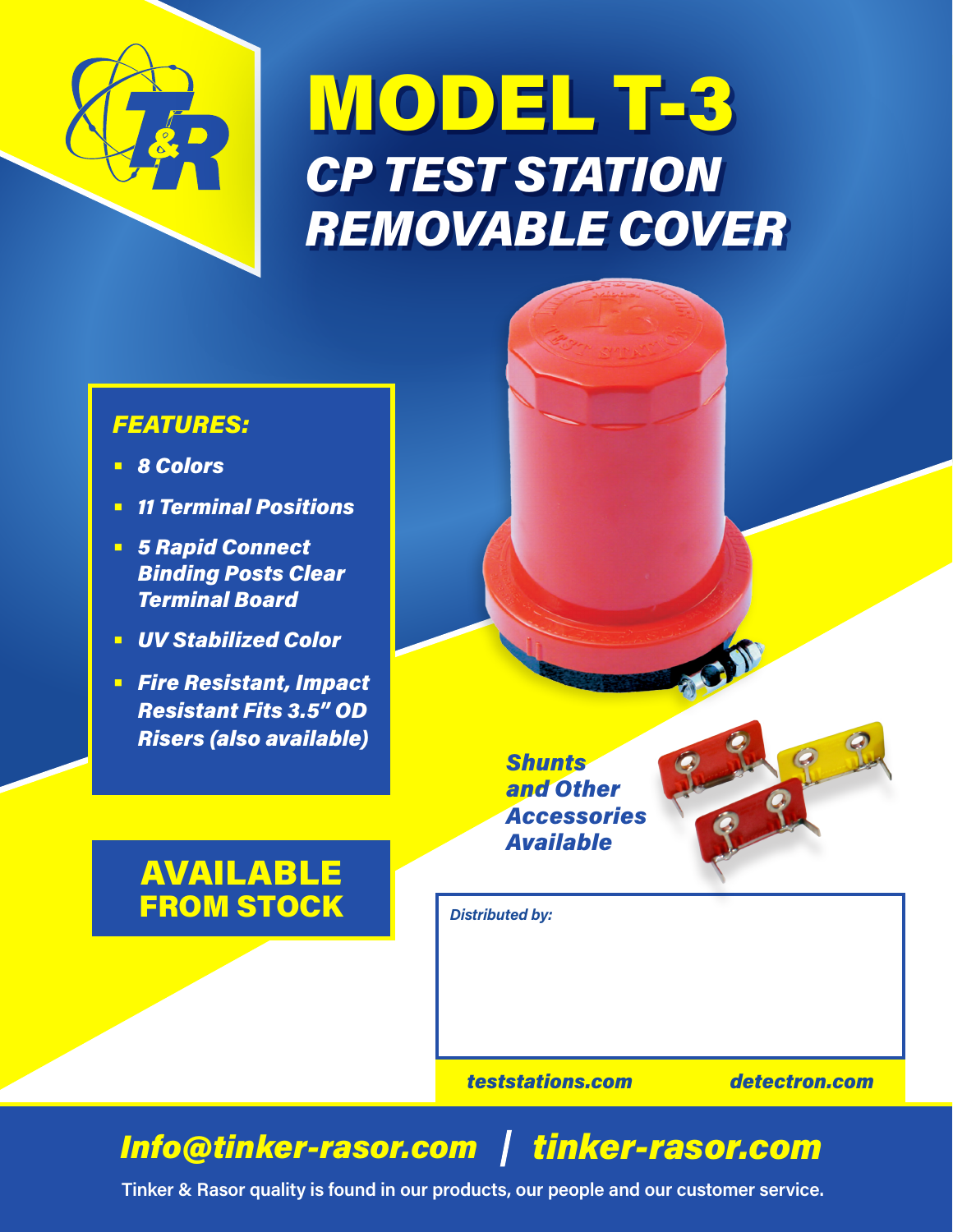# MODEL T-3

## *CP TEST STATION REMOVABLE COVER*

***FEATURES:***

- ***8 Colors***
- ***11 Terminal Positions***
- ***5 Rapid Connect Binding Posts Clear Terminal Board***
- ***UV Stabilized Color***
- ***Fire Resistant, Impact Resistant Fits 3.5" OD Risers (also available)***

***Shunts and Other Accessories Available***

**AVAILABLE FROM STOCK**

*Distributed by:*

***teststations.com*** ***detectron.com***

***Info@tinker-rasor.com | tinker-rasor.com***

**Tinker & Rasor quality is found in our products, our people and our customer service.**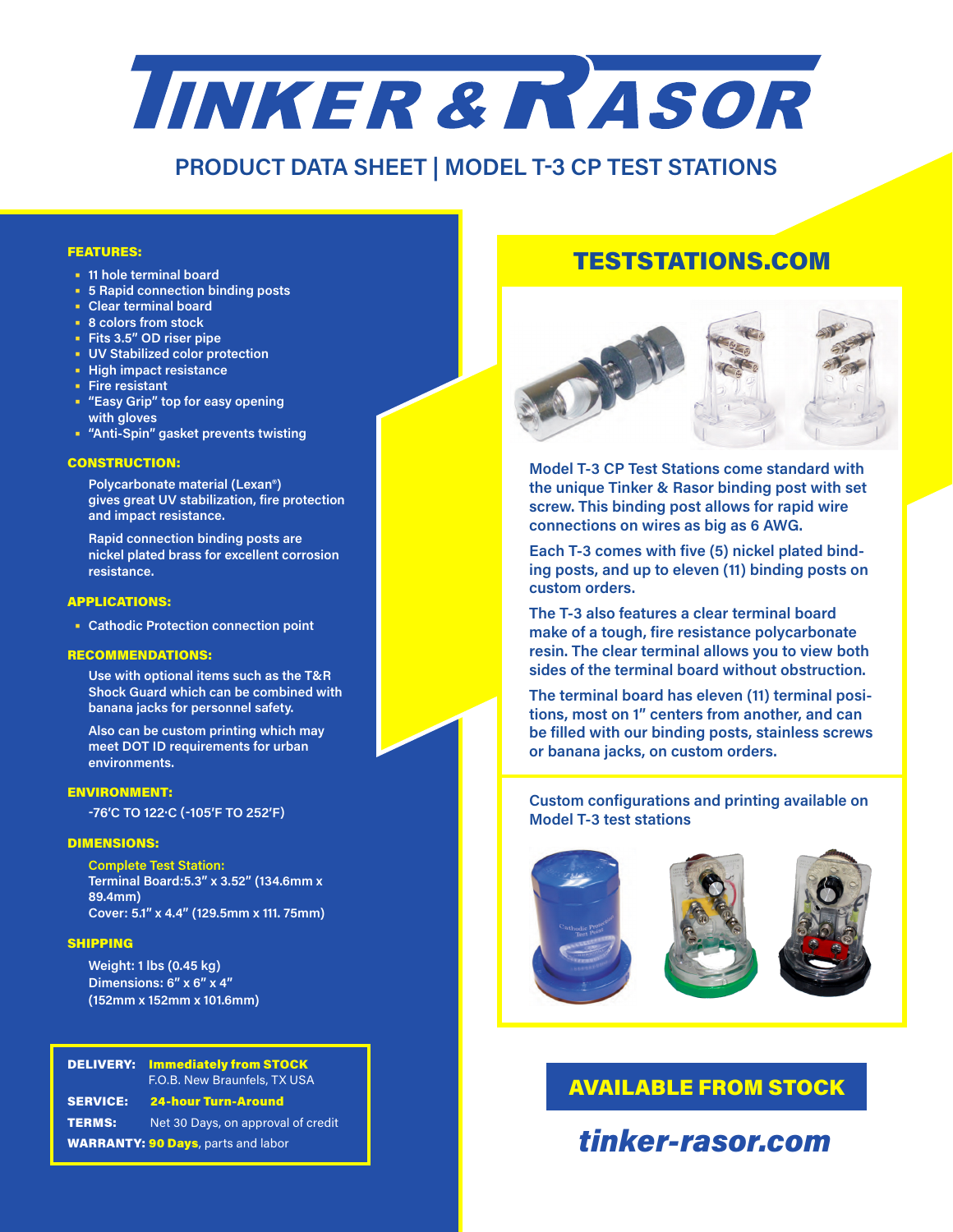# TINKER & RASOR

## PRODUCT DATA SHEET | MODEL T-3 CP TEST STATIONS

### FEATURES:

- 11 hole terminal board
- 5 Rapid connection binding posts
- Clear terminal board
- 8 colors from stock
- Fits 3.5" OD riser pipe
- UV Stabilized color protection
- High impact resistance
- Fire resistant
- "Easy Grip" top for easy opening with gloves
- "Anti-Spin" gasket prevents twisting

### CONSTRUCTION:

Polycarbonate material (Lexan®) gives great UV stabilization, fire protection and impact resistance.

Rapid connection binding posts are nickel plated brass for excellent corrosion resistance.

### APPLICATIONS:

- Cathodic Protection connection point

### RECOMMENDATIONS:

Use with optional items such as the T&R Shock Guard which can be combined with banana jacks for personnel safety.

Also can be custom printing which may meet DOT ID requirements for urban environments.

### ENVIRONMENT:

-76'C TO 122'C (-105'F TO 252'F)

### DIMENSIONS:

Complete Test Station:
Terminal Board:5.3" x 3.52" (134.6mm x 89.4mm)
Cover: 5.1" x 4.4" (129.5mm x 111. 75mm)

### SHIPPING

Weight: 1 lbs (0.45 kg)
Dimensions: 6" x 6" x 4"
(152mm x 152mm x 101.6mm)

**DELIVERY:** **Immediately from STOCK**
F.O.B. New Braunfels, TX USA

**SERVICE:** **24-hour Turn-Around**

**TERMS:** Net 30 Days, on approval of credit

**WARRANTY:** **90 Days**, parts and labor

## TESTSTATIONS.COM

Model T-3 CP Test Stations come standard with the unique Tinker & Rasor binding post with set screw. This binding post allows for rapid wire connections on wires as big as 6 AWG.

Each T-3 comes with five (5) nickel plated binding posts, and up to eleven (11) binding posts on custom orders.

The T-3 also features a clear terminal board make of a tough, fire resistance polycarbonate resin. The clear terminal allows you to view both sides of the terminal board without obstruction.

The terminal board has eleven (11) terminal positions, most on 1" centers from another, and can be filled with our binding posts, stainless screws or banana jacks, on custom orders.

Custom configurations and printing available on Model T-3 test stations

## AVAILABLE FROM STOCK

*tinker-rasor.com*